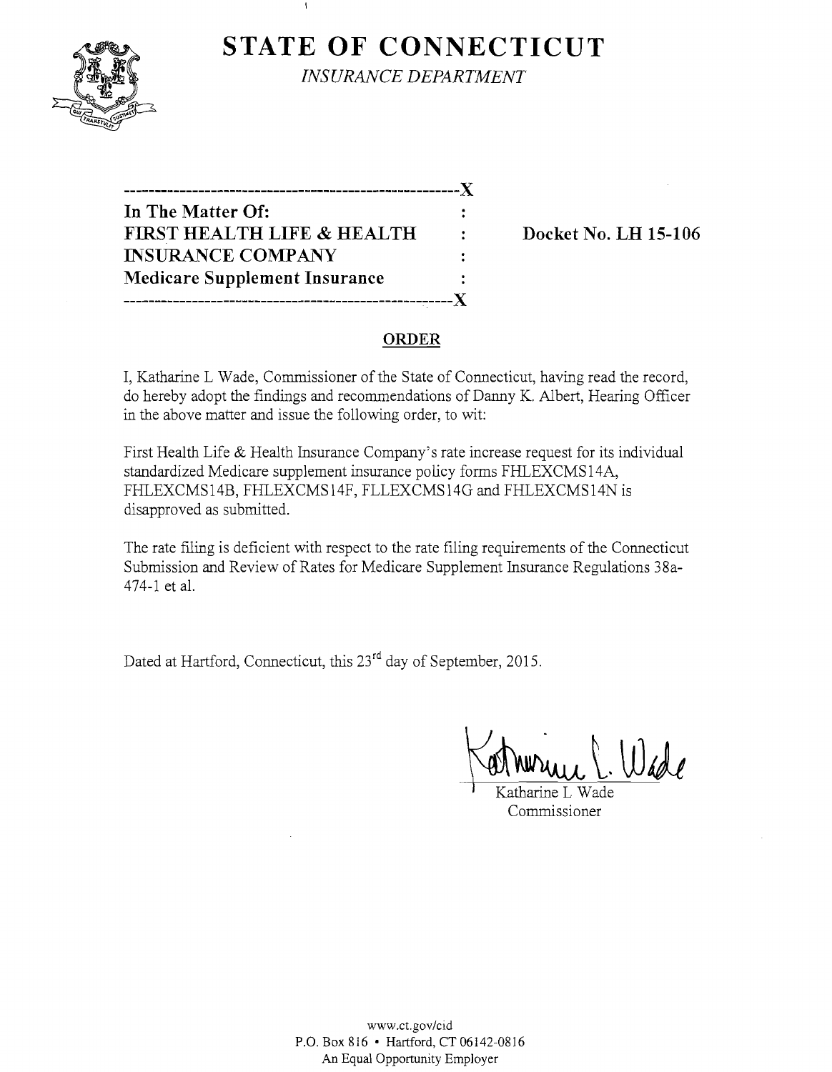# STATE OF CONNECTICUT

*INSURANCE DEPARTMENT*

---------------------------------------------------------X

**In The Matter Of:** :

**FIRST HEALTH LIFE & HEALTH** : **Docket No. LH 15-106**

**INSURANCE COMPANY** :

**Medicare Supplement Insurance** :

---------------------------------------------------------X

## ORDER

I, Katharine L Wade, Commissioner of the State of Connecticut, having read the record, do hereby adopt the findings and recommendations of Danny K. Albert, Hearing Officer in the above matter and issue the following order, to wit:

First Health Life & Health Insurance Company's rate increase request for its individual standardized Medicare supplement insurance policy forms FHLEXCMS14A, FHLEXCMS14B, FHLEXCMS14F, FLLEXCMS14G and FHLEXCMS14N is disapproved as submitted.

The rate filing is deficient with respect to the rate filing requirements of the Connecticut Submission and Review of Rates for Medicare Supplement Insurance Regulations 38a-474-1 et al.

Dated at Hartford, Connecticut, this 23rd day of September, 2015.

Katharine L Wade
Commissioner

www.ct.gov/cid
P.O. Box 816 • Hartford, CT 06142-0816
An Equal Opportunity Employer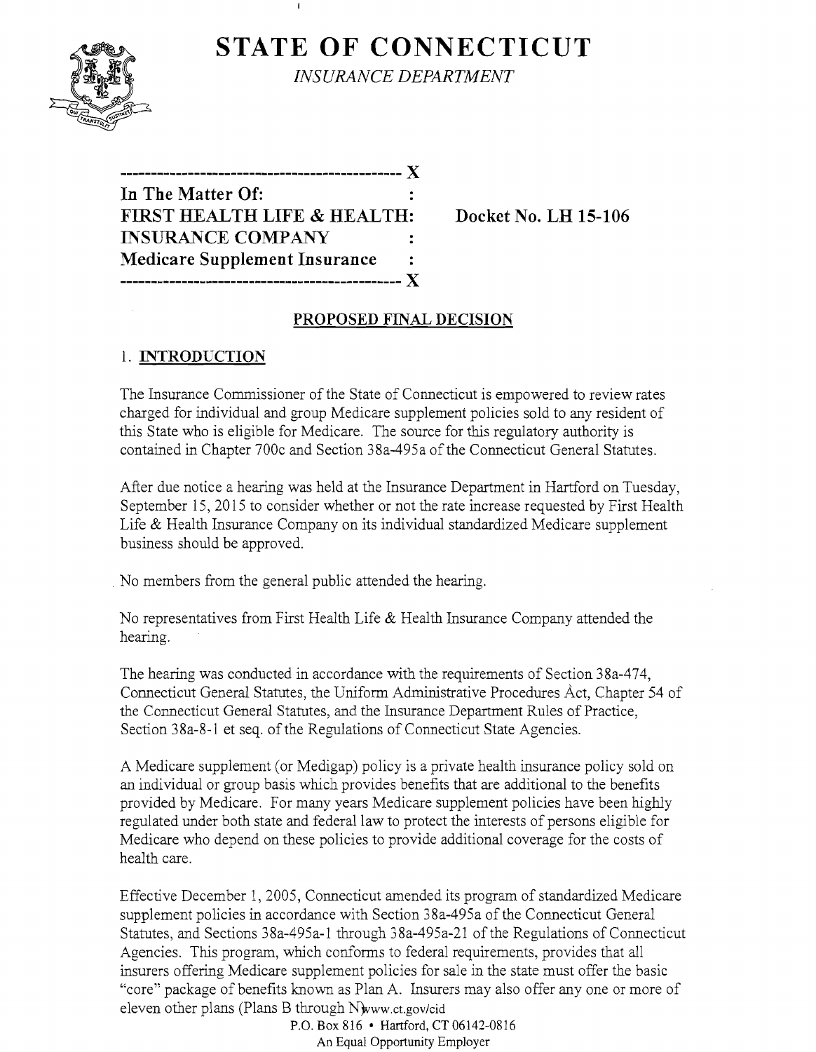# STATE OF CONNECTICUT

*INSURANCE DEPARTMENT*

```
---------------------------------------------- X
In The Matter Of:                             :
FIRST HEALTH LIFE & HEALTH:                       Docket No. LH 15-106
INSURANCE COMPANY                             :
Medicare Supplement Insurance                 :
---------------------------------------------- X
```

## PROPOSED FINAL DECISION

### 1. INTRODUCTION

The Insurance Commissioner of the State of Connecticut is empowered to review rates charged for individual and group Medicare supplement policies sold to any resident of this State who is eligible for Medicare. The source for this regulatory authority is contained in Chapter 700c and Section 38a-495a of the Connecticut General Statutes.

After due notice a hearing was held at the Insurance Department in Hartford on Tuesday, September 15, 2015 to consider whether or not the rate increase requested by First Health Life & Health Insurance Company on its individual standardized Medicare supplement business should be approved.

No members from the general public attended the hearing.

No representatives from First Health Life & Health Insurance Company attended the hearing.

The hearing was conducted in accordance with the requirements of Section 38a-474, Connecticut General Statutes, the Uniform Administrative Procedures Act, Chapter 54 of the Connecticut General Statutes, and the Insurance Department Rules of Practice, Section 38a-8-1 et seq. of the Regulations of Connecticut State Agencies.

A Medicare supplement (or Medigap) policy is a private health insurance policy sold on an individual or group basis which provides benefits that are additional to the benefits provided by Medicare. For many years Medicare supplement policies have been highly regulated under both state and federal law to protect the interests of persons eligible for Medicare who depend on these policies to provide additional coverage for the costs of health care.

Effective December 1, 2005, Connecticut amended its program of standardized Medicare supplement policies in accordance with Section 38a-495a of the Connecticut General Statutes, and Sections 38a-495a-1 through 38a-495a-21 of the Regulations of Connecticut Agencies. This program, which conforms to federal requirements, provides that all insurers offering Medicare supplement policies for sale in the state must offer the basic "core" package of benefits known as Plan A. Insurers may also offer any one or more of eleven other plans (Plans B through N).

www.ct.gov/cid
P.O. Box 816 • Hartford, CT 06142-0816
An Equal Opportunity Employer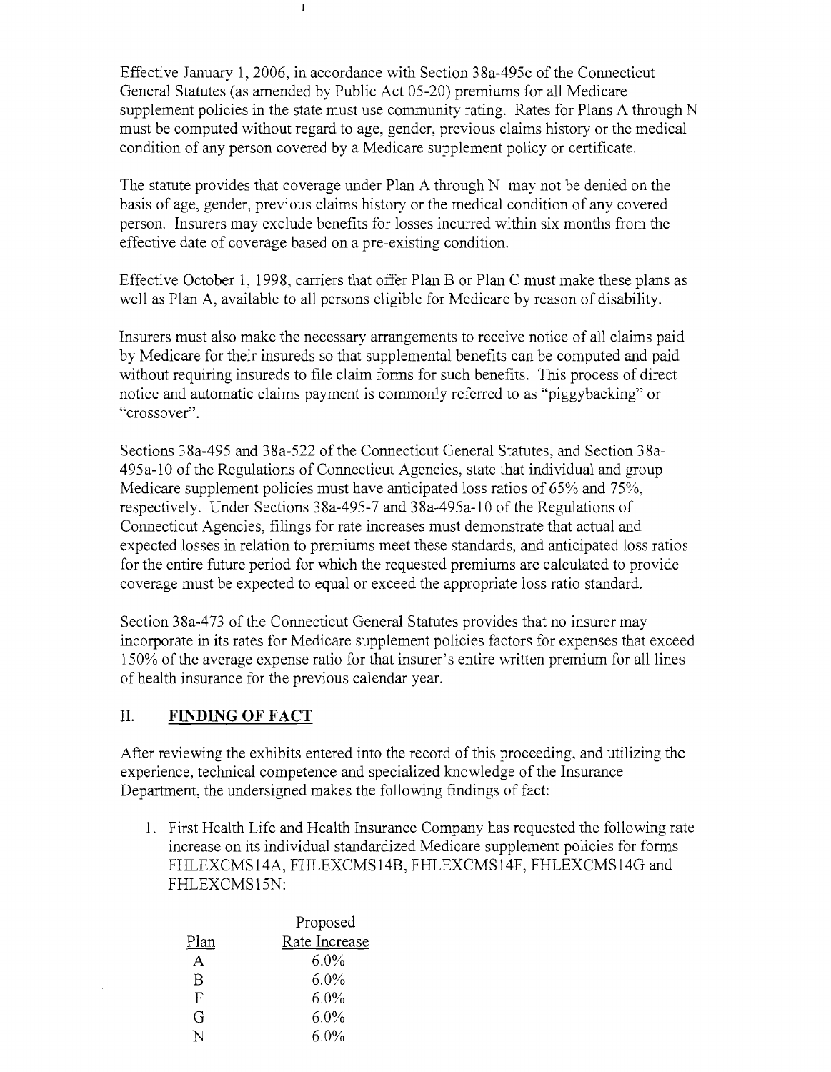Effective January 1, 2006, in accordance with Section 38a-495c of the Connecticut General Statutes (as amended by Public Act 05-20) premiums for all Medicare supplement policies in the state must use community rating. Rates for Plans A through N must be computed without regard to age, gender, previous claims history or the medical condition of any person covered by a Medicare supplement policy or certificate.

The statute provides that coverage under Plan A through N may not be denied on the basis of age, gender, previous claims history or the medical condition of any covered person. Insurers may exclude benefits for losses incurred within six months from the effective date of coverage based on a pre-existing condition.

Effective October 1, 1998, carriers that offer Plan B or Plan C must make these plans as well as Plan A, available to all persons eligible for Medicare by reason of disability.

Insurers must also make the necessary arrangements to receive notice of all claims paid by Medicare for their insureds so that supplemental benefits can be computed and paid without requiring insureds to file claim forms for such benefits. This process of direct notice and automatic claims payment is commonly referred to as "piggybacking" or "crossover".

Sections 38a-495 and 38a-522 of the Connecticut General Statutes, and Section 38a-495a-10 of the Regulations of Connecticut Agencies, state that individual and group Medicare supplement policies must have anticipated loss ratios of 65% and 75%, respectively. Under Sections 38a-495-7 and 38a-495a-10 of the Regulations of Connecticut Agencies, filings for rate increases must demonstrate that actual and expected losses in relation to premiums meet these standards, and anticipated loss ratios for the entire future period for which the requested premiums are calculated to provide coverage must be expected to equal or exceed the appropriate loss ratio standard.

Section 38a-473 of the Connecticut General Statutes provides that no insurer may incorporate in its rates for Medicare supplement policies factors for expenses that exceed 150% of the average expense ratio for that insurer's entire written premium for all lines of health insurance for the previous calendar year.

## II. FINDING OF FACT

After reviewing the exhibits entered into the record of this proceeding, and utilizing the experience, technical competence and specialized knowledge of the Insurance Department, the undersigned makes the following findings of fact:

1. First Health Life and Health Insurance Company has requested the following rate increase on its individual standardized Medicare supplement policies for forms FHLEXCMS14A, FHLEXCMS14B, FHLEXCMS14F, FHLEXCMS14G and FHLEXCMS15N:

| Plan | Proposed Rate Increase |
|---|---|
| A | 6.0% |
| B | 6.0% |
| F | 6.0% |
| G | 6.0% |
| N | 6.0% |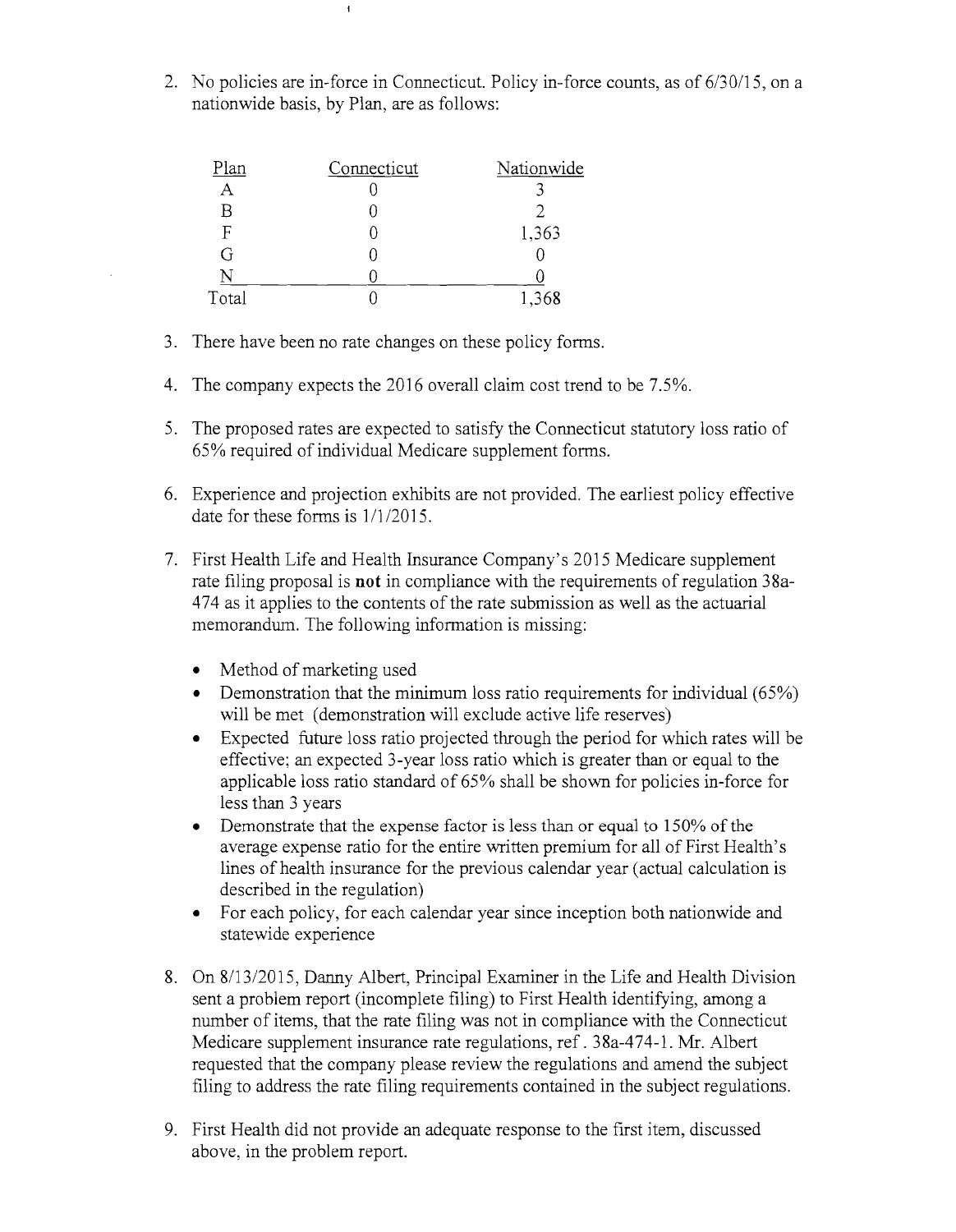2. No policies are in-force in Connecticut. Policy in-force counts, as of 6/30/15, on a nationwide basis, by Plan, are as follows:

| Plan | Connecticut | Nationwide |
|---|---|---|
| A | 0 | 3 |
| B | 0 | 2 |
| F | 0 | 1,363 |
| G | 0 | 0 |
| N | 0 | 0 |
| Total | 0 | 1,368 |

3. There have been no rate changes on these policy forms.

4. The company expects the 2016 overall claim cost trend to be 7.5%.

5. The proposed rates are expected to satisfy the Connecticut statutory loss ratio of 65% required of individual Medicare supplement forms.

6. Experience and projection exhibits are not provided. The earliest policy effective date for these forms is 1/1/2015.

7. First Health Life and Health Insurance Company's 2015 Medicare supplement rate filing proposal is **not** in compliance with the requirements of regulation 38a-474 as it applies to the contents of the rate submission as well as the actuarial memorandum. The following information is missing:

   - Method of marketing used
   - Demonstration that the minimum loss ratio requirements for individual (65%) will be met (demonstration will exclude active life reserves)
   - Expected future loss ratio projected through the period for which rates will be effective; an expected 3-year loss ratio which is greater than or equal to the applicable loss ratio standard of 65% shall be shown for policies in-force for less than 3 years
   - Demonstrate that the expense factor is less than or equal to 150% of the average expense ratio for the entire written premium for all of First Health's lines of health insurance for the previous calendar year (actual calculation is described in the regulation)
   - For each policy, for each calendar year since inception both nationwide and statewide experience

8. On 8/13/2015, Danny Albert, Principal Examiner in the Life and Health Division sent a problem report (incomplete filing) to First Health identifying, among a number of items, that the rate filing was not in compliance with the Connecticut Medicare supplement insurance rate regulations, ref. 38a-474-1. Mr. Albert requested that the company please review the regulations and amend the subject filing to address the rate filing requirements contained in the subject regulations.

9. First Health did not provide an adequate response to the first item, discussed above, in the problem report.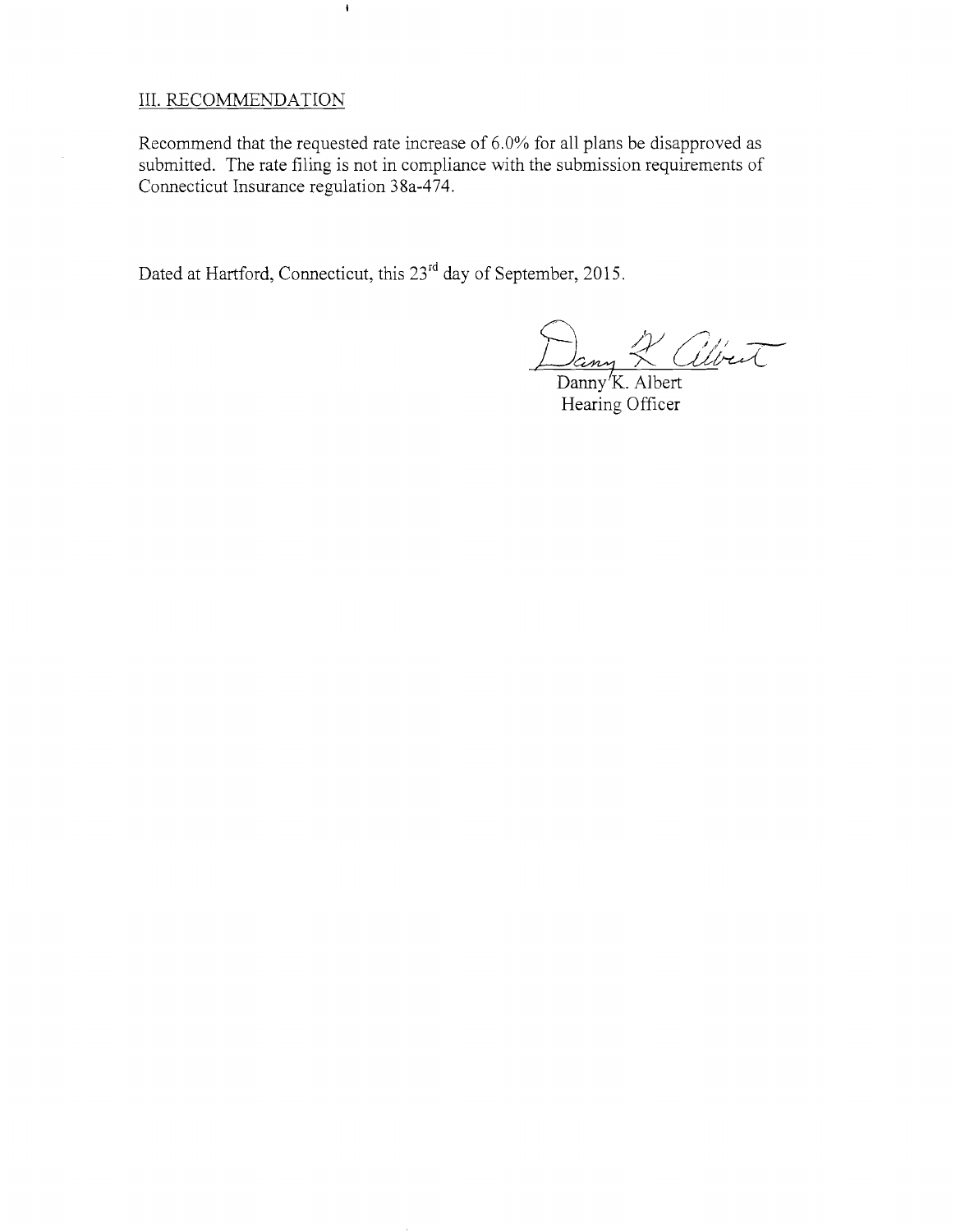## III. RECOMMENDATION

Recommend that the requested rate increase of 6.0% for all plans be disapproved as submitted. The rate filing is not in compliance with the submission requirements of Connecticut Insurance regulation 38a-474.

Dated at Hartford, Connecticut, this 23rd day of September, 2015.

Danny K. Albert
Hearing Officer